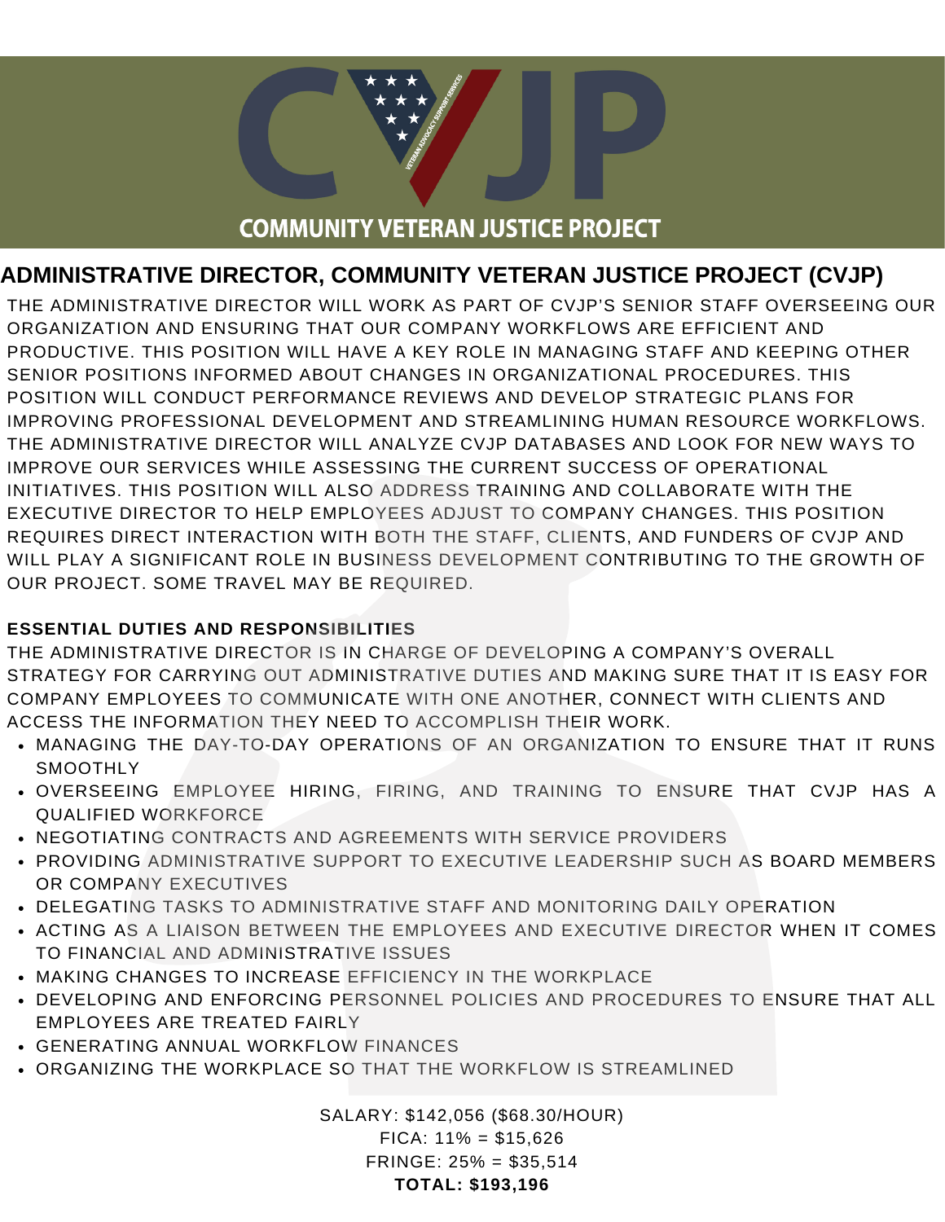# COMMUNITY VETERAN JUSTICE PROJECT

## ADMINISTRATIVE DIRECTOR, COMMUNITY VETERAN JUSTICE PROJECT (CVJP)

THE ADMINISTRATIVE DIRECTOR WILL WORK AS PART OF CVJP'S SENIOR STAFF OVERSEEING OUR ORGANIZATION AND ENSURING THAT OUR COMPANY WORKFLOWS ARE EFFICIENT AND PRODUCTIVE. THIS POSITION WILL HAVE A KEY ROLE IN MANAGING STAFF AND KEEPING OTHER SENIOR POSITIONS INFORMED ABOUT CHANGES IN ORGANIZATIONAL PROCEDURES. THIS POSITION WILL CONDUCT PERFORMANCE REVIEWS AND DEVELOP STRATEGIC PLANS FOR IMPROVING PROFESSIONAL DEVELOPMENT AND STREAMLINING HUMAN RESOURCE WORKFLOWS. THE ADMINISTRATIVE DIRECTOR WILL ANALYZE CVJP DATABASES AND LOOK FOR NEW WAYS TO IMPROVE OUR SERVICES WHILE ASSESSING THE CURRENT SUCCESS OF OPERATIONAL INITIATIVES. THIS POSITION WILL ALSO ADDRESS TRAINING AND COLLABORATE WITH THE EXECUTIVE DIRECTOR TO HELP EMPLOYEES ADJUST TO COMPANY CHANGES. THIS POSITION REQUIRES DIRECT INTERACTION WITH BOTH THE STAFF, CLIENTS, AND FUNDERS OF CVJP AND WILL PLAY A SIGNIFICANT ROLE IN BUSINESS DEVELOPMENT CONTRIBUTING TO THE GROWTH OF OUR PROJECT. SOME TRAVEL MAY BE REQUIRED.

**ESSENTIAL DUTIES AND RESPONSIBILITIES**

THE ADMINISTRATIVE DIRECTOR IS IN CHARGE OF DEVELOPING A COMPANY'S OVERALL STRATEGY FOR CARRYING OUT ADMINISTRATIVE DUTIES AND MAKING SURE THAT IT IS EASY FOR COMPANY EMPLOYEES TO COMMUNICATE WITH ONE ANOTHER, CONNECT WITH CLIENTS AND ACCESS THE INFORMATION THEY NEED TO ACCOMPLISH THEIR WORK.

- MANAGING THE DAY-TO-DAY OPERATIONS OF AN ORGANIZATION TO ENSURE THAT IT RUNS SMOOTHLY
- OVERSEEING EMPLOYEE HIRING, FIRING, AND TRAINING TO ENSURE THAT CVJP HAS A QUALIFIED WORKFORCE
- NEGOTIATING CONTRACTS AND AGREEMENTS WITH SERVICE PROVIDERS
- PROVIDING ADMINISTRATIVE SUPPORT TO EXECUTIVE LEADERSHIP SUCH AS BOARD MEMBERS OR COMPANY EXECUTIVES
- DELEGATING TASKS TO ADMINISTRATIVE STAFF AND MONITORING DAILY OPERATION
- ACTING AS A LIAISON BETWEEN THE EMPLOYEES AND EXECUTIVE DIRECTOR WHEN IT COMES TO FINANCIAL AND ADMINISTRATIVE ISSUES
- MAKING CHANGES TO INCREASE EFFICIENCY IN THE WORKPLACE
- DEVELOPING AND ENFORCING PERSONNEL POLICIES AND PROCEDURES TO ENSURE THAT ALL EMPLOYEES ARE TREATED FAIRLY
- GENERATING ANNUAL WORKFLOW FINANCES
- ORGANIZING THE WORKPLACE SO THAT THE WORKFLOW IS STREAMLINED

SALARY: $142,056 ($68.30/HOUR)
FICA: 11% = $15,626
FRINGE: 25% = $35,514
**TOTAL: $193,196**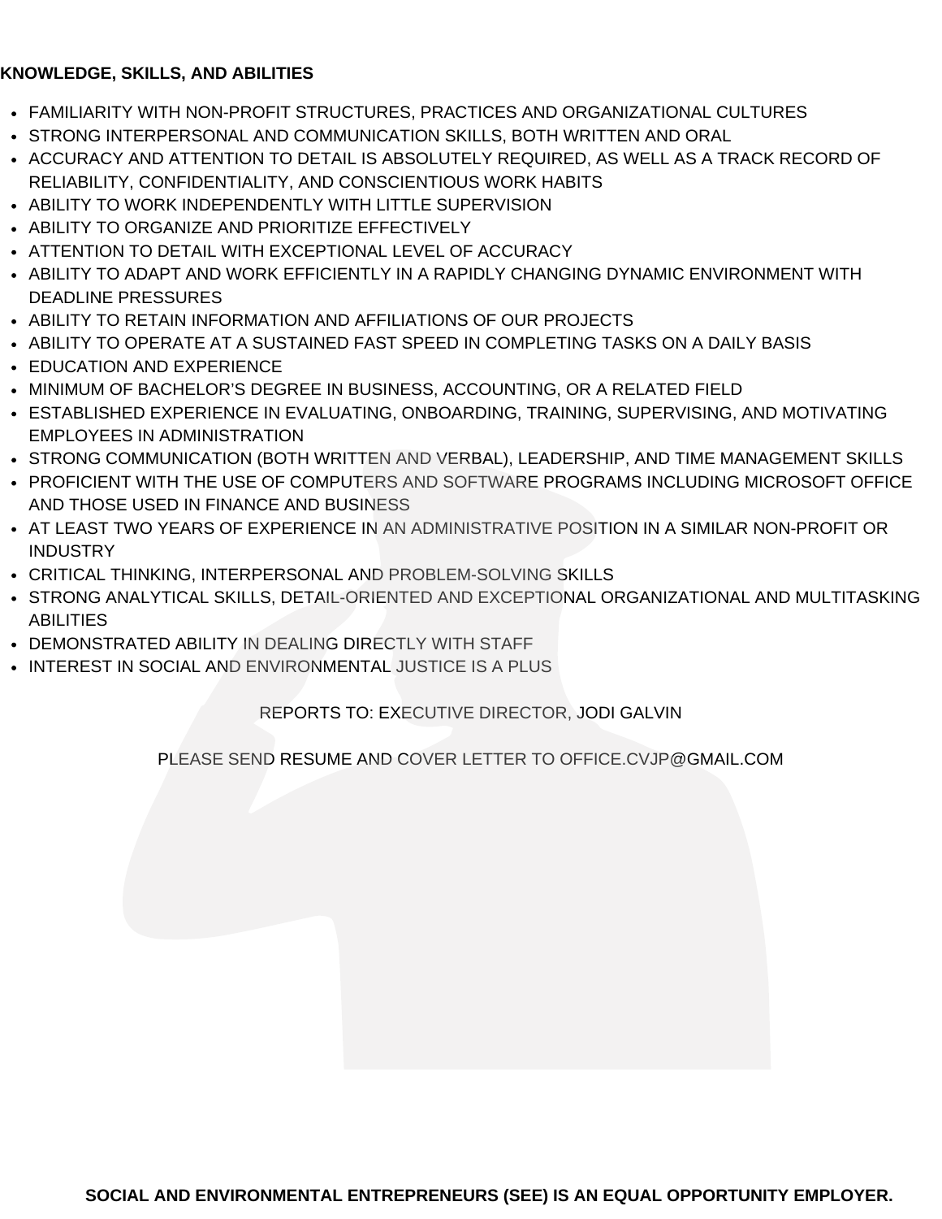**KNOWLEDGE, SKILLS, AND ABILITIES**

- FAMILIARITY WITH NON-PROFIT STRUCTURES, PRACTICES AND ORGANIZATIONAL CULTURES
- STRONG INTERPERSONAL AND COMMUNICATION SKILLS, BOTH WRITTEN AND ORAL
- ACCURACY AND ATTENTION TO DETAIL IS ABSOLUTELY REQUIRED, AS WELL AS A TRACK RECORD OF RELIABILITY, CONFIDENTIALITY, AND CONSCIENTIOUS WORK HABITS
- ABILITY TO WORK INDEPENDENTLY WITH LITTLE SUPERVISION
- ABILITY TO ORGANIZE AND PRIORITIZE EFFECTIVELY
- ATTENTION TO DETAIL WITH EXCEPTIONAL LEVEL OF ACCURACY
- ABILITY TO ADAPT AND WORK EFFICIENTLY IN A RAPIDLY CHANGING DYNAMIC ENVIRONMENT WITH DEADLINE PRESSURES
- ABILITY TO RETAIN INFORMATION AND AFFILIATIONS OF OUR PROJECTS
- ABILITY TO OPERATE AT A SUSTAINED FAST SPEED IN COMPLETING TASKS ON A DAILY BASIS
- EDUCATION AND EXPERIENCE
- MINIMUM OF BACHELOR'S DEGREE IN BUSINESS, ACCOUNTING, OR A RELATED FIELD
- ESTABLISHED EXPERIENCE IN EVALUATING, ONBOARDING, TRAINING, SUPERVISING, AND MOTIVATING EMPLOYEES IN ADMINISTRATION
- STRONG COMMUNICATION (BOTH WRITTEN AND VERBAL), LEADERSHIP, AND TIME MANAGEMENT SKILLS
- PROFICIENT WITH THE USE OF COMPUTERS AND SOFTWARE PROGRAMS INCLUDING MICROSOFT OFFICE AND THOSE USED IN FINANCE AND BUSINESS
- AT LEAST TWO YEARS OF EXPERIENCE IN AN ADMINISTRATIVE POSITION IN A SIMILAR NON-PROFIT OR INDUSTRY
- CRITICAL THINKING, INTERPERSONAL AND PROBLEM-SOLVING SKILLS
- STRONG ANALYTICAL SKILLS, DETAIL-ORIENTED AND EXCEPTIONAL ORGANIZATIONAL AND MULTITASKING ABILITIES
- DEMONSTRATED ABILITY IN DEALING DIRECTLY WITH STAFF
- INTEREST IN SOCIAL AND ENVIRONMENTAL JUSTICE IS A PLUS

REPORTS TO: EXECUTIVE DIRECTOR, JODI GALVIN

PLEASE SEND RESUME AND COVER LETTER TO OFFICE.CVJP@GMAIL.COM

**SOCIAL AND ENVIRONMENTAL ENTREPRENEURS (SEE) IS AN EQUAL OPPORTUNITY EMPLOYER.**